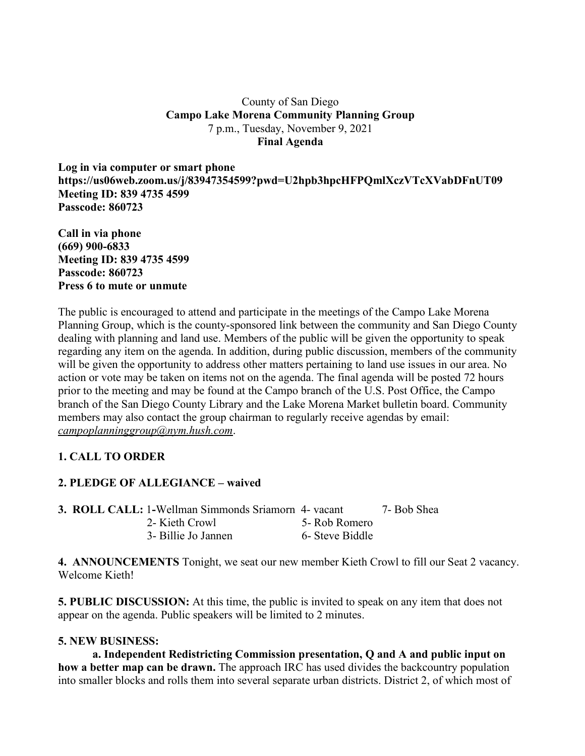County of San Diego
**Campo Lake Morena Community Planning Group**
7 p.m., Tuesday, November 9, 2021
**Final Agenda**

**Log in via computer or smart phone**
**https://us06web.zoom.us/j/83947354599?pwd=U2hpb3hpcHFPQmlXczVTcXVabDFnUT09**
**Meeting ID: 839 4735 4599**
**Passcode: 860723**

**Call in via phone**
**(669) 900-6833**
**Meeting ID: 839 4735 4599**
**Passcode: 860723**
**Press 6 to mute or unmute**

The public is encouraged to attend and participate in the meetings of the Campo Lake Morena Planning Group, which is the county-sponsored link between the community and San Diego County dealing with planning and land use. Members of the public will be given the opportunity to speak regarding any item on the agenda. In addition, during public discussion, members of the community will be given the opportunity to address other matters pertaining to land use issues in our area. No action or vote may be taken on items not on the agenda. The final agenda will be posted 72 hours prior to the meeting and may be found at the Campo branch of the U.S. Post Office, the Campo branch of the San Diego County Library and the Lake Morena Market bulletin board. Community members may also contact the group chairman to regularly receive agendas by email: *campoplanninggroup@nym.hush.com*.

**1. CALL TO ORDER**

**2. PLEDGE OF ALLEGIANCE – waived**

**3. ROLL CALL:** 1-Wellman Simmonds Sriamorn 4- vacant 7- Bob Shea
2- Kieth Crowl 5- Rob Romero
3- Billie Jo Jannen 6- Steve Biddle

**4. ANNOUNCEMENTS** Tonight, we seat our new member Kieth Crowl to fill our Seat 2 vacancy. Welcome Kieth!

**5. PUBLIC DISCUSSION:** At this time, the public is invited to speak on any item that does not appear on the agenda. Public speakers will be limited to 2 minutes.

**5. NEW BUSINESS:**

**a. Independent Redistricting Commission presentation, Q and A and public input on how a better map can be drawn.** The approach IRC has used divides the backcountry population into smaller blocks and rolls them into several separate urban districts. District 2, of which most of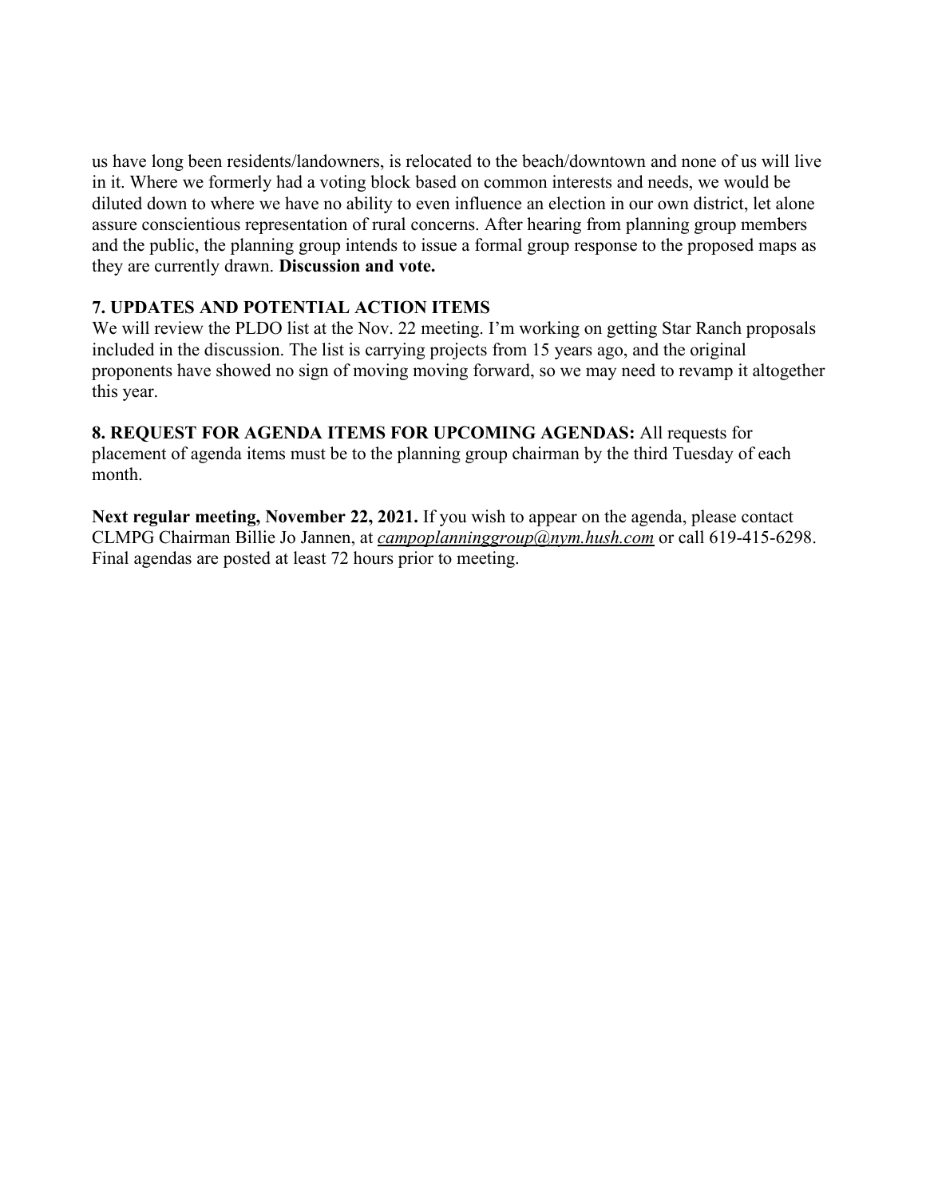us have long been residents/landowners, is relocated to the beach/downtown and none of us will live in it. Where we formerly had a voting block based on common interests and needs, we would be diluted down to where we have no ability to even influence an election in our own district, let alone assure conscientious representation of rural concerns. After hearing from planning group members and the public, the planning group intends to issue a formal group response to the proposed maps as they are currently drawn. **Discussion and vote.**

**7. UPDATES AND POTENTIAL ACTION ITEMS**

We will review the PLDO list at the Nov. 22 meeting. I'm working on getting Star Ranch proposals included in the discussion. The list is carrying projects from 15 years ago, and the original proponents have showed no sign of moving moving forward, so we may need to revamp it altogether this year.

**8. REQUEST FOR AGENDA ITEMS FOR UPCOMING AGENDAS:** All requests for placement of agenda items must be to the planning group chairman by the third Tuesday of each month.

**Next regular meeting, November 22, 2021.** If you wish to appear on the agenda, please contact CLMPG Chairman Billie Jo Jannen, at *campoplanninggroup@nym.hush.com* or call 619-415-6298. Final agendas are posted at least 72 hours prior to meeting.